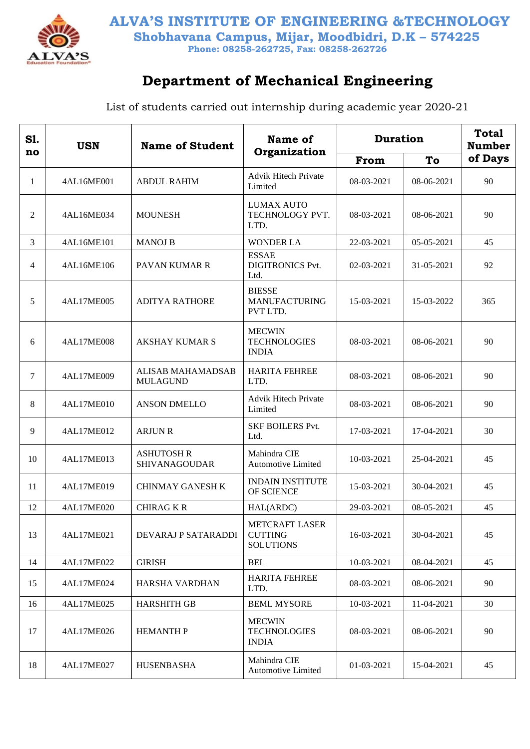# ALVA'S INSTITUTE OF ENGINEERING &TECHNOLOGY

**Shobhavana Campus, Mijar, Moodbidri, D.K – 574225**

**Phone: 08258-262725, Fax: 08258-262726**

## Department of Mechanical Engineering

List of students carried out internship during academic year 2020-21

| Sl. no | USN | Name of Student | Name of Organization | Duration | | Total Number of Days |
|---|---|---|---|---|---|---|
| | | | | From | To | |
| 1 | 4AL16ME001 | ABDUL RAHIM | Advik Hitech Private Limited | 08-03-2021 | 08-06-2021 | 90 |
| 2 | 4AL16ME034 | MOUNESH | LUMAX AUTO TECHNOLOGY PVT. LTD. | 08-03-2021 | 08-06-2021 | 90 |
| 3 | 4AL16ME101 | MANOJ B | WONDER LA | 22-03-2021 | 05-05-2021 | 45 |
| 4 | 4AL16ME106 | PAVAN KUMAR R | ESSAE DIGITRONICS Pvt. Ltd. | 02-03-2021 | 31-05-2021 | 92 |
| 5 | 4AL17ME005 | ADITYA RATHORE | BIESSE MANUFACTURING PVT LTD. | 15-03-2021 | 15-03-2022 | 365 |
| 6 | 4AL17ME008 | AKSHAY KUMAR S | MECWIN TECHNOLOGIES INDIA | 08-03-2021 | 08-06-2021 | 90 |
| 7 | 4AL17ME009 | ALISAB MAHAMADSAB MULAGUND | HARITA FEHREE LTD. | 08-03-2021 | 08-06-2021 | 90 |
| 8 | 4AL17ME010 | ANSON DMELLO | Advik Hitech Private Limited | 08-03-2021 | 08-06-2021 | 90 |
| 9 | 4AL17ME012 | ARJUN R | SKF BOILERS Pvt. Ltd. | 17-03-2021 | 17-04-2021 | 30 |
| 10 | 4AL17ME013 | ASHUTOSH R SHIVANAGOUDAR | Mahindra CIE Automotive Limited | 10-03-2021 | 25-04-2021 | 45 |
| 11 | 4AL17ME019 | CHINMAY GANESH K | INDAIN INSTITUTE OF SCIENCE | 15-03-2021 | 30-04-2021 | 45 |
| 12 | 4AL17ME020 | CHIRAG K R | HAL(ARDC) | 29-03-2021 | 08-05-2021 | 45 |
| 13 | 4AL17ME021 | DEVARAJ P SATARADDI | METCRAFT LASER CUTTING SOLUTIONS | 16-03-2021 | 30-04-2021 | 45 |
| 14 | 4AL17ME022 | GIRISH | BEL | 10-03-2021 | 08-04-2021 | 45 |
| 15 | 4AL17ME024 | HARSHA VARDHAN | HARITA FEHREE LTD. | 08-03-2021 | 08-06-2021 | 90 |
| 16 | 4AL17ME025 | HARSHITH GB | BEML MYSORE | 10-03-2021 | 11-04-2021 | 30 |
| 17 | 4AL17ME026 | HEMANTH P | MECWIN TECHNOLOGIES INDIA | 08-03-2021 | 08-06-2021 | 90 |
| 18 | 4AL17ME027 | HUSENBASHA | Mahindra CIE Automotive Limited | 01-03-2021 | 15-04-2021 | 45 |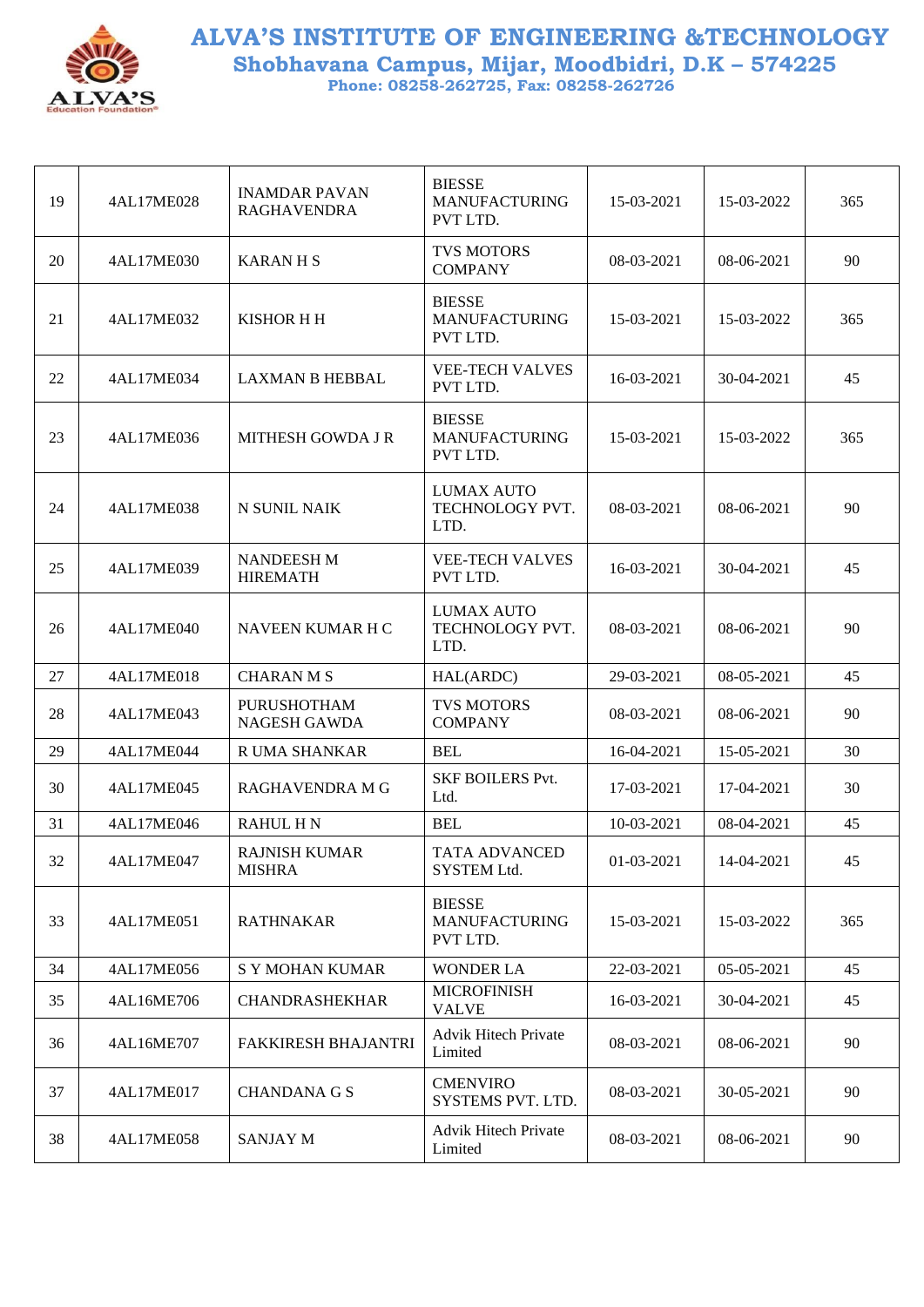| 19 | 4AL17ME028 | INAMDAR PAVAN RAGHAVENDRA | BIESSE MANUFACTURING PVT LTD. | 15-03-2021 | 15-03-2022 | 365 |
|---|---|---|---|---|---|---|
| 20 | 4AL17ME030 | KARAN H S | TVS MOTORS COMPANY | 08-03-2021 | 08-06-2021 | 90 |
| 21 | 4AL17ME032 | KISHOR H H | BIESSE MANUFACTURING PVT LTD. | 15-03-2021 | 15-03-2022 | 365 |
| 22 | 4AL17ME034 | LAXMAN B HEBBAL | VEE-TECH VALVES PVT LTD. | 16-03-2021 | 30-04-2021 | 45 |
| 23 | 4AL17ME036 | MITHESH GOWDA J R | BIESSE MANUFACTURING PVT LTD. | 15-03-2021 | 15-03-2022 | 365 |
| 24 | 4AL17ME038 | N SUNIL NAIK | LUMAX AUTO TECHNOLOGY PVT. LTD. | 08-03-2021 | 08-06-2021 | 90 |
| 25 | 4AL17ME039 | NANDEESH M HIREMATH | VEE-TECH VALVES PVT LTD. | 16-03-2021 | 30-04-2021 | 45 |
| 26 | 4AL17ME040 | NAVEEN KUMAR H C | LUMAX AUTO TECHNOLOGY PVT. LTD. | 08-03-2021 | 08-06-2021 | 90 |
| 27 | 4AL17ME018 | CHARAN M S | HAL(ARDC) | 29-03-2021 | 08-05-2021 | 45 |
| 28 | 4AL17ME043 | PURUSHOTHAM NAGESH GAWDA | TVS MOTORS COMPANY | 08-03-2021 | 08-06-2021 | 90 |
| 29 | 4AL17ME044 | R UMA SHANKAR | BEL | 16-04-2021 | 15-05-2021 | 30 |
| 30 | 4AL17ME045 | RAGHAVENDRA M G | SKF BOILERS Pvt. Ltd. | 17-03-2021 | 17-04-2021 | 30 |
| 31 | 4AL17ME046 | RAHUL H N | BEL | 10-03-2021 | 08-04-2021 | 45 |
| 32 | 4AL17ME047 | RAJNISH KUMAR MISHRA | TATA ADVANCED SYSTEM Ltd. | 01-03-2021 | 14-04-2021 | 45 |
| 33 | 4AL17ME051 | RATHNAKAR | BIESSE MANUFACTURING PVT LTD. | 15-03-2021 | 15-03-2022 | 365 |
| 34 | 4AL17ME056 | S Y MOHAN KUMAR | WONDER LA | 22-03-2021 | 05-05-2021 | 45 |
| 35 | 4AL16ME706 | CHANDRASHEKHAR | MICROFINISH VALVE | 16-03-2021 | 30-04-2021 | 45 |
| 36 | 4AL16ME707 | FAKKIRESH BHAJANTRI | Advik Hitech Private Limited | 08-03-2021 | 08-06-2021 | 90 |
| 37 | 4AL17ME017 | CHANDANA G S | CMENVIRO SYSTEMS PVT. LTD. | 08-03-2021 | 30-05-2021 | 90 |
| 38 | 4AL17ME058 | SANJAY M | Advik Hitech Private Limited | 08-03-2021 | 08-06-2021 | 90 |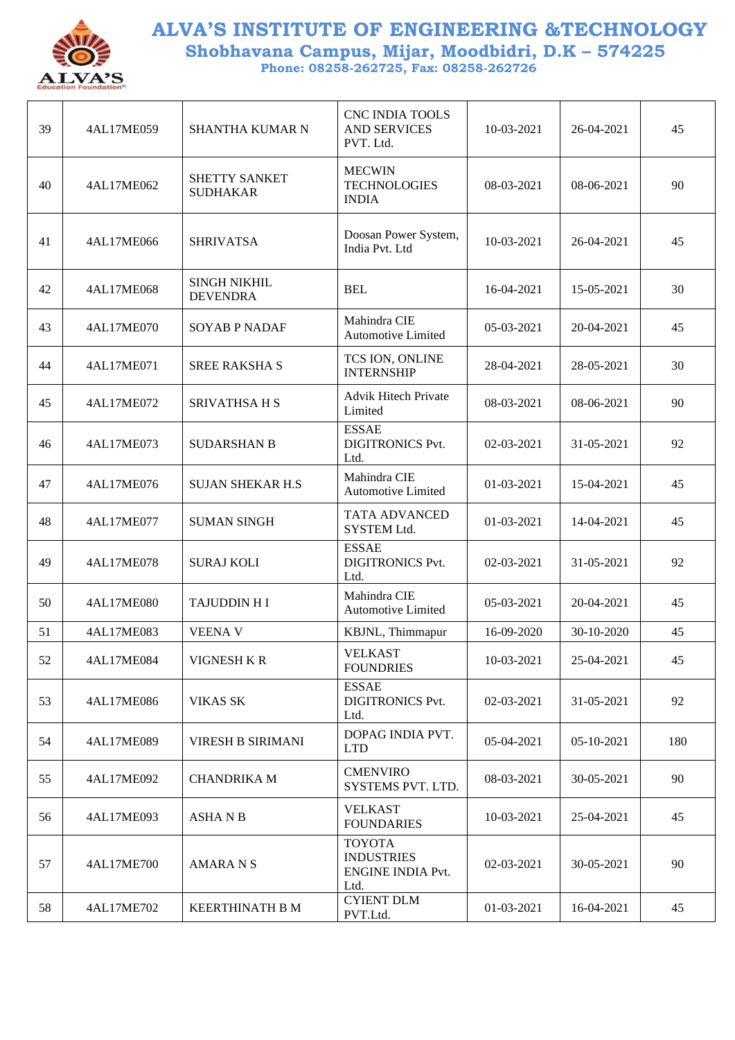# ALVA'S INSTITUTE OF ENGINEERING &TECHNOLOGY

**Shobhavana Campus, Mijar, Moodbidri, D.K – 574225**

**Phone: 08258-262725, Fax: 08258-262726**

| | | | | | | |
|---|---|---|---|---|---|---|
| 39 | 4AL17ME059 | SHANTHA KUMAR N | CNC INDIA TOOLS AND SERVICES PVT. Ltd. | 10-03-2021 | 26-04-2021 | 45 |
| 40 | 4AL17ME062 | SHETTY SANKET SUDHAKAR | MECWIN TECHNOLOGIES INDIA | 08-03-2021 | 08-06-2021 | 90 |
| 41 | 4AL17ME066 | SHRIVATSA | Doosan Power System, India Pvt. Ltd | 10-03-2021 | 26-04-2021 | 45 |
| 42 | 4AL17ME068 | SINGH NIKHIL DEVENDRA | BEL | 16-04-2021 | 15-05-2021 | 30 |
| 43 | 4AL17ME070 | SOYAB P NADAF | Mahindra CIE Automotive Limited | 05-03-2021 | 20-04-2021 | 45 |
| 44 | 4AL17ME071 | SREE RAKSHA S | TCS ION, ONLINE INTERNSHIP | 28-04-2021 | 28-05-2021 | 30 |
| 45 | 4AL17ME072 | SRIVATHSA H S | Advik Hitech Private Limited | 08-03-2021 | 08-06-2021 | 90 |
| 46 | 4AL17ME073 | SUDARSHAN B | ESSAE DIGITRONICS Pvt. Ltd. | 02-03-2021 | 31-05-2021 | 92 |
| 47 | 4AL17ME076 | SUJAN SHEKAR H.S | Mahindra CIE Automotive Limited | 01-03-2021 | 15-04-2021 | 45 |
| 48 | 4AL17ME077 | SUMAN SINGH | TATA ADVANCED SYSTEM Ltd. | 01-03-2021 | 14-04-2021 | 45 |
| 49 | 4AL17ME078 | SURAJ KOLI | ESSAE DIGITRONICS Pvt. Ltd. | 02-03-2021 | 31-05-2021 | 92 |
| 50 | 4AL17ME080 | TAJUDDIN H I | Mahindra CIE Automotive Limited | 05-03-2021 | 20-04-2021 | 45 |
| 51 | 4AL17ME083 | VEENA V | KBJNL, Thimmapur | 16-09-2020 | 30-10-2020 | 45 |
| 52 | 4AL17ME084 | VIGNESH K R | VELKAST FOUNDRIES | 10-03-2021 | 25-04-2021 | 45 |
| 53 | 4AL17ME086 | VIKAS SK | ESSAE DIGITRONICS Pvt. Ltd. | 02-03-2021 | 31-05-2021 | 92 |
| 54 | 4AL17ME089 | VIRESH B SIRIMANI | DOPAG INDIA PVT. LTD | 05-04-2021 | 05-10-2021 | 180 |
| 55 | 4AL17ME092 | CHANDRIKA M | CMENVIRO SYSTEMS PVT. LTD. | 08-03-2021 | 30-05-2021 | 90 |
| 56 | 4AL17ME093 | ASHA N B | VELKAST FOUNDARIES | 10-03-2021 | 25-04-2021 | 45 |
| 57 | 4AL17ME700 | AMARA N S | TOYOTA INDUSTRIES ENGINE INDIA Pvt. Ltd. | 02-03-2021 | 30-05-2021 | 90 |
| 58 | 4AL17ME702 | KEERTHINATH B M | CYIENT DLM PVT.Ltd. | 01-03-2021 | 16-04-2021 | 45 |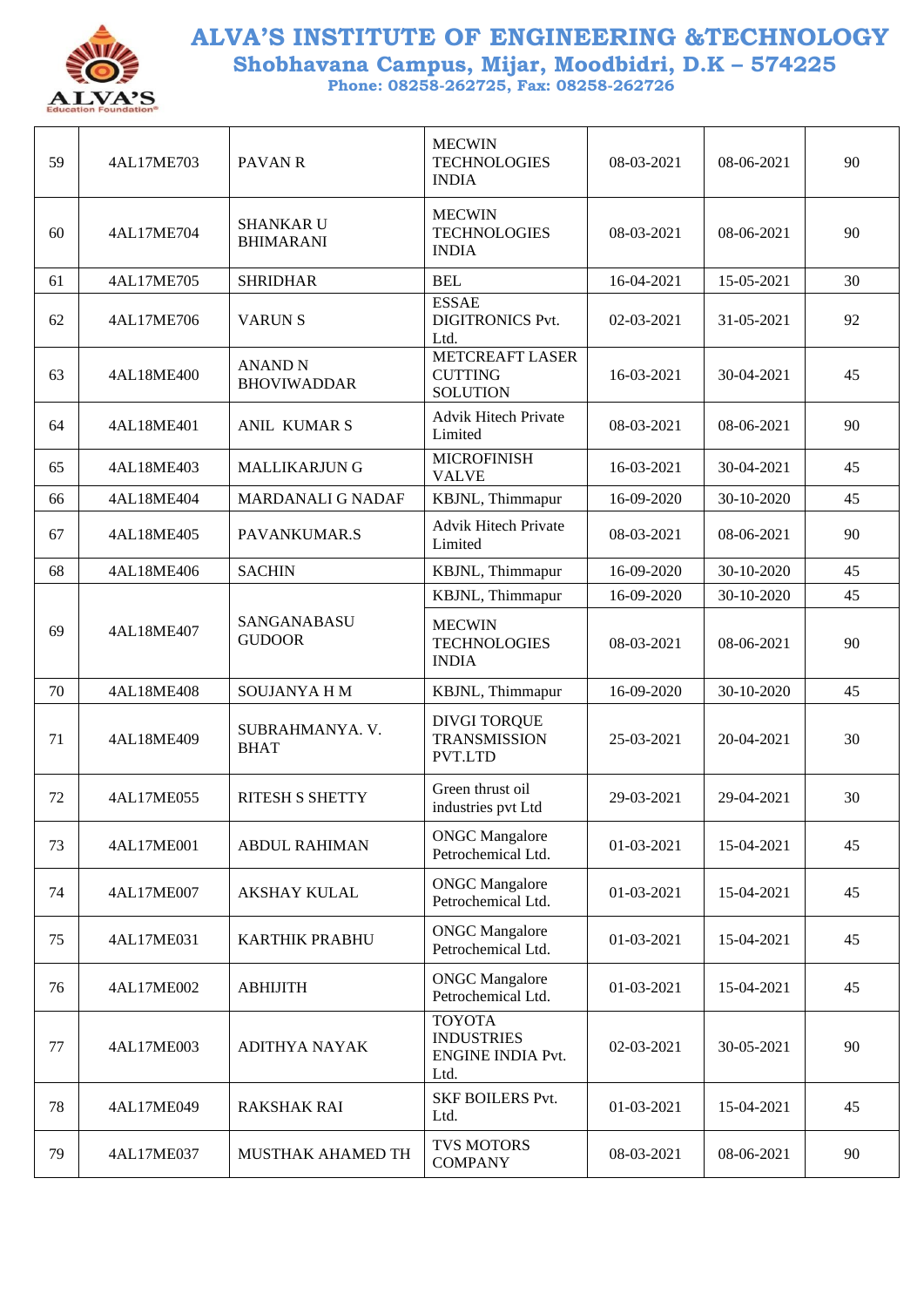# ALVA'S INSTITUTE OF ENGINEERING &TECHNOLOGY

**Shobhavana Campus, Mijar, Moodbidri, D.K – 574225**

**Phone: 08258-262725, Fax: 08258-262726**

| | | | | | | |
|---|---|---|---|---|---|---|
| 59 | 4AL17ME703 | PAVAN R | MECWIN TECHNOLOGIES INDIA | 08-03-2021 | 08-06-2021 | 90 |
| 60 | 4AL17ME704 | SHANKAR U BHIMARANI | MECWIN TECHNOLOGIES INDIA | 08-03-2021 | 08-06-2021 | 90 |
| 61 | 4AL17ME705 | SHRIDHAR | BEL | 16-04-2021 | 15-05-2021 | 30 |
| 62 | 4AL17ME706 | VARUN S | ESSAE DIGITRONICS Pvt. Ltd. | 02-03-2021 | 31-05-2021 | 92 |
| 63 | 4AL18ME400 | ANAND N BHOVIWADDAR | METCREAFT LASER CUTTING SOLUTION | 16-03-2021 | 30-04-2021 | 45 |
| 64 | 4AL18ME401 | ANIL KUMAR S | Advik Hitech Private Limited | 08-03-2021 | 08-06-2021 | 90 |
| 65 | 4AL18ME403 | MALLIKARJUN G | MICROFINISH VALVE | 16-03-2021 | 30-04-2021 | 45 |
| 66 | 4AL18ME404 | MARDANALI G NADAF | KBJNL, Thimmapur | 16-09-2020 | 30-10-2020 | 45 |
| 67 | 4AL18ME405 | PAVANKUMAR.S | Advik Hitech Private Limited | 08-03-2021 | 08-06-2021 | 90 |
| 68 | 4AL18ME406 | SACHIN | KBJNL, Thimmapur | 16-09-2020 | 30-10-2020 | 45 |
| 69 | 4AL18ME407 | SANGANABASU GUDOOR | KBJNL, Thimmapur | 16-09-2020 | 30-10-2020 | 45 |
| | | | MECWIN TECHNOLOGIES INDIA | 08-03-2021 | 08-06-2021 | 90 |
| 70 | 4AL18ME408 | SOUJANYA H M | KBJNL, Thimmapur | 16-09-2020 | 30-10-2020 | 45 |
| 71 | 4AL18ME409 | SUBRAHMANYA. V. BHAT | DIVGI TORQUE TRANSMISSION PVT.LTD | 25-03-2021 | 20-04-2021 | 30 |
| 72 | 4AL17ME055 | RITESH S SHETTY | Green thrust oil industries pvt Ltd | 29-03-2021 | 29-04-2021 | 30 |
| 73 | 4AL17ME001 | ABDUL RAHIMAN | ONGC Mangalore Petrochemical Ltd. | 01-03-2021 | 15-04-2021 | 45 |
| 74 | 4AL17ME007 | AKSHAY KULAL | ONGC Mangalore Petrochemical Ltd. | 01-03-2021 | 15-04-2021 | 45 |
| 75 | 4AL17ME031 | KARTHIK PRABHU | ONGC Mangalore Petrochemical Ltd. | 01-03-2021 | 15-04-2021 | 45 |
| 76 | 4AL17ME002 | ABHIJITH | ONGC Mangalore Petrochemical Ltd. | 01-03-2021 | 15-04-2021 | 45 |
| 77 | 4AL17ME003 | ADITHYA NAYAK | TOYOTA INDUSTRIES ENGINE INDIA Pvt. Ltd. | 02-03-2021 | 30-05-2021 | 90 |
| 78 | 4AL17ME049 | RAKSHAK RAI | SKF BOILERS Pvt. Ltd. | 01-03-2021 | 15-04-2021 | 45 |
| 79 | 4AL17ME037 | MUSTHAK AHAMED TH | TVS MOTORS COMPANY | 08-03-2021 | 08-06-2021 | 90 |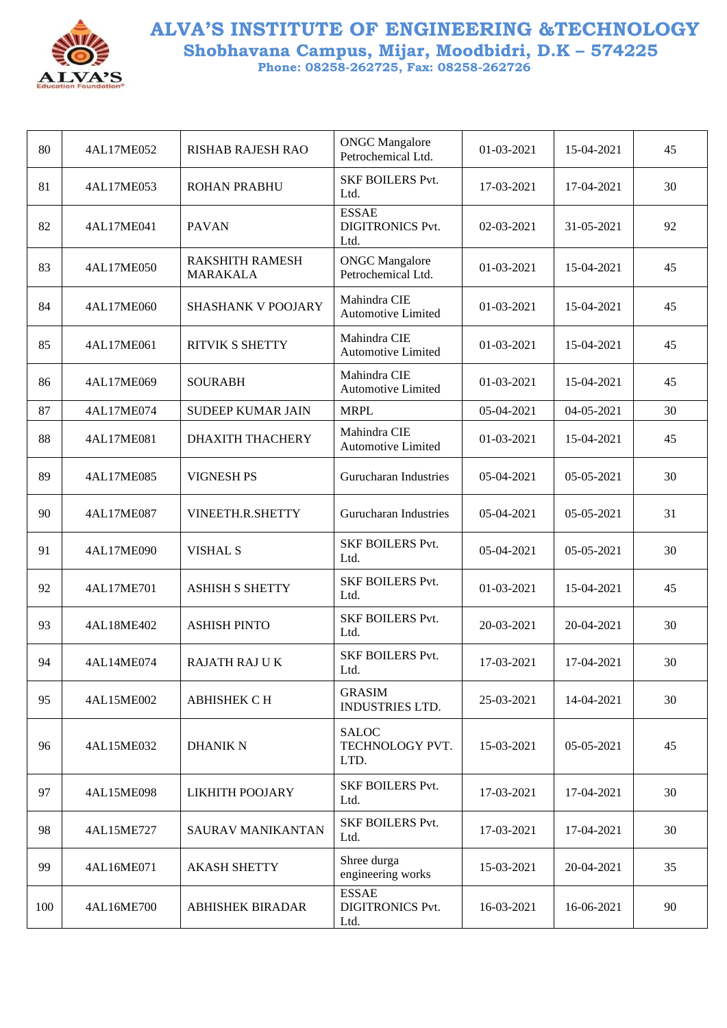# ALVA'S INSTITUTE OF ENGINEERING &TECHNOLOGY

**Shobhavana Campus, Mijar, Moodbidri, D.K – 574225**

**Phone: 08258-262725, Fax: 08258-262726**

| | | | | | | |
|---|---|---|---|---|---|---|
| 80 | 4AL17ME052 | RISHAB RAJESH RAO | ONGC Mangalore Petrochemical Ltd. | 01-03-2021 | 15-04-2021 | 45 |
| 81 | 4AL17ME053 | ROHAN PRABHU | SKF BOILERS Pvt. Ltd. | 17-03-2021 | 17-04-2021 | 30 |
| 82 | 4AL17ME041 | PAVAN | ESSAE DIGITRONICS Pvt. Ltd. | 02-03-2021 | 31-05-2021 | 92 |
| 83 | 4AL17ME050 | RAKSHITH RAMESH MARAKALA | ONGC Mangalore Petrochemical Ltd. | 01-03-2021 | 15-04-2021 | 45 |
| 84 | 4AL17ME060 | SHASHANK V POOJARY | Mahindra CIE Automotive Limited | 01-03-2021 | 15-04-2021 | 45 |
| 85 | 4AL17ME061 | RITVIK S SHETTY | Mahindra CIE Automotive Limited | 01-03-2021 | 15-04-2021 | 45 |
| 86 | 4AL17ME069 | SOURABH | Mahindra CIE Automotive Limited | 01-03-2021 | 15-04-2021 | 45 |
| 87 | 4AL17ME074 | SUDEEP KUMAR JAIN | MRPL | 05-04-2021 | 04-05-2021 | 30 |
| 88 | 4AL17ME081 | DHAXITH THACHERY | Mahindra CIE Automotive Limited | 01-03-2021 | 15-04-2021 | 45 |
| 89 | 4AL17ME085 | VIGNESH PS | Gurucharan Industries | 05-04-2021 | 05-05-2021 | 30 |
| 90 | 4AL17ME087 | VINEETH.R.SHETTY | Gurucharan Industries | 05-04-2021 | 05-05-2021 | 31 |
| 91 | 4AL17ME090 | VISHAL S | SKF BOILERS Pvt. Ltd. | 05-04-2021 | 05-05-2021 | 30 |
| 92 | 4AL17ME701 | ASHISH S SHETTY | SKF BOILERS Pvt. Ltd. | 01-03-2021 | 15-04-2021 | 45 |
| 93 | 4AL18ME402 | ASHISH PINTO | SKF BOILERS Pvt. Ltd. | 20-03-2021 | 20-04-2021 | 30 |
| 94 | 4AL14ME074 | RAJATH RAJ U K | SKF BOILERS Pvt. Ltd. | 17-03-2021 | 17-04-2021 | 30 |
| 95 | 4AL15ME002 | ABHISHEK C H | GRASIM INDUSTRIES LTD. | 25-03-2021 | 14-04-2021 | 30 |
| 96 | 4AL15ME032 | DHANIK N | SALOC TECHNOLOGY PVT. LTD. | 15-03-2021 | 05-05-2021 | 45 |
| 97 | 4AL15ME098 | LIKHITH POOJARY | SKF BOILERS Pvt. Ltd. | 17-03-2021 | 17-04-2021 | 30 |
| 98 | 4AL15ME727 | SAURAV MANIKANTAN | SKF BOILERS Pvt. Ltd. | 17-03-2021 | 17-04-2021 | 30 |
| 99 | 4AL16ME071 | AKASH SHETTY | Shree durga engineering works | 15-03-2021 | 20-04-2021 | 35 |
| 100 | 4AL16ME700 | ABHISHEK BIRADAR | ESSAE DIGITRONICS Pvt. Ltd. | 16-03-2021 | 16-06-2021 | 90 |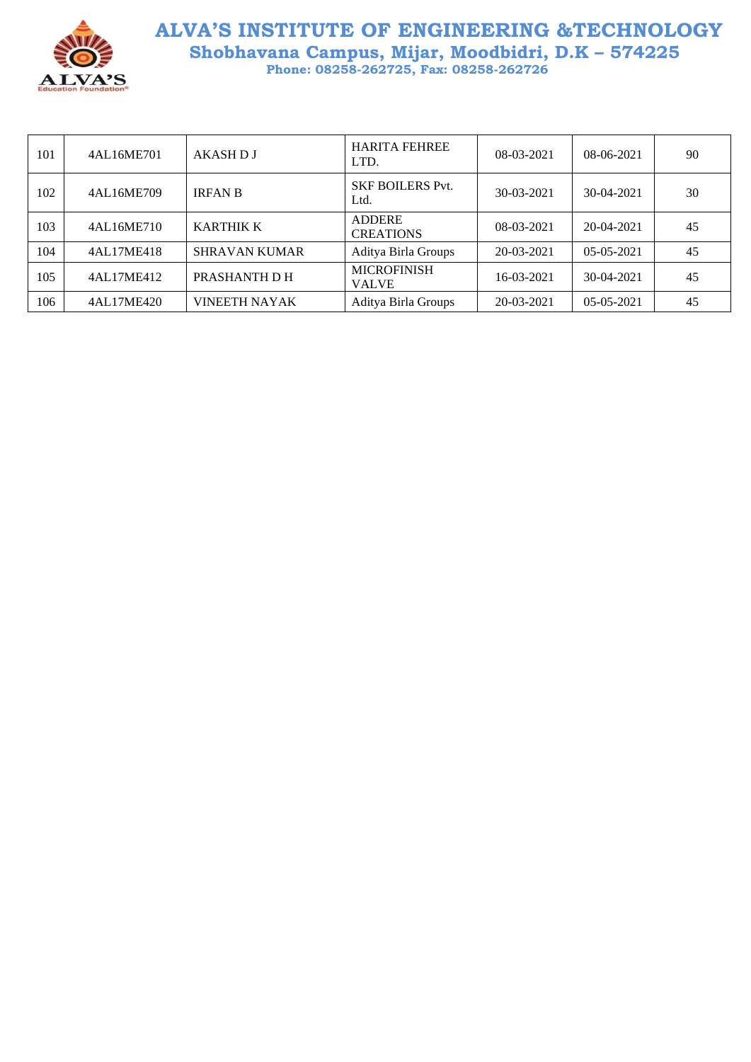| | | | | | | |
|---|---|---|---|---|---|---|
| 101 | 4AL16ME701 | AKASH D J | HARITA FEHREE LTD. | 08-03-2021 | 08-06-2021 | 90 |
| 102 | 4AL16ME709 | IRFAN B | SKF BOILERS Pvt. Ltd. | 30-03-2021 | 30-04-2021 | 30 |
| 103 | 4AL16ME710 | KARTHIK K | ADDERE CREATIONS | 08-03-2021 | 20-04-2021 | 45 |
| 104 | 4AL17ME418 | SHRAVAN KUMAR | Aditya Birla Groups | 20-03-2021 | 05-05-2021 | 45 |
| 105 | 4AL17ME412 | PRASHANTH D H | MICROFINISH VALVE | 16-03-2021 | 30-04-2021 | 45 |
| 106 | 4AL17ME420 | VINEETH NAYAK | Aditya Birla Groups | 20-03-2021 | 05-05-2021 | 45 |